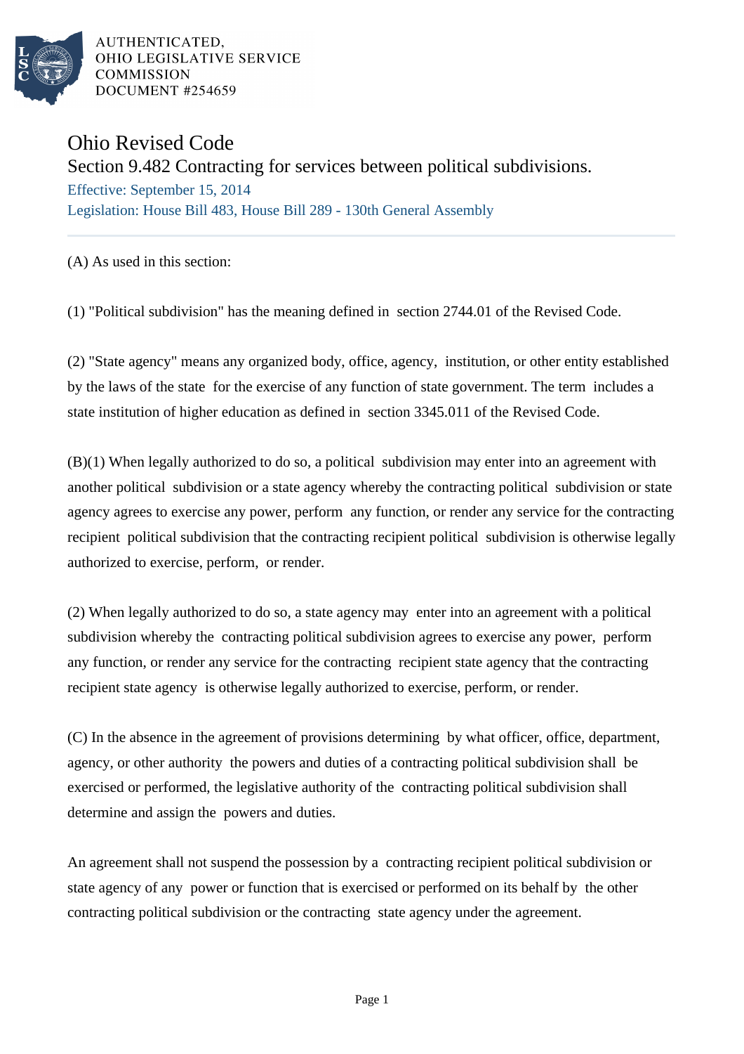AUTHENTICATED,
OHIO LEGISLATIVE SERVICE
COMMISSION
DOCUMENT #254659

# Ohio Revised Code

## Section 9.482 Contracting for services between political subdivisions.

Effective: September 15, 2014

Legislation: House Bill 483, House Bill 289 - 130th General Assembly

---

(A) As used in this section:

(1) "Political subdivision" has the meaning defined in section 2744.01 of the Revised Code.

(2) "State agency" means any organized body, office, agency, institution, or other entity established by the laws of the state for the exercise of any function of state government. The term includes a state institution of higher education as defined in section 3345.011 of the Revised Code.

(B)(1) When legally authorized to do so, a political subdivision may enter into an agreement with another political subdivision or a state agency whereby the contracting political subdivision or state agency agrees to exercise any power, perform any function, or render any service for the contracting recipient political subdivision that the contracting recipient political subdivision is otherwise legally authorized to exercise, perform, or render.

(2) When legally authorized to do so, a state agency may enter into an agreement with a political subdivision whereby the contracting political subdivision agrees to exercise any power, perform any function, or render any service for the contracting recipient state agency that the contracting recipient state agency is otherwise legally authorized to exercise, perform, or render.

(C) In the absence in the agreement of provisions determining by what officer, office, department, agency, or other authority the powers and duties of a contracting political subdivision shall be exercised or performed, the legislative authority of the contracting political subdivision shall determine and assign the powers and duties.

An agreement shall not suspend the possession by a contracting recipient political subdivision or state agency of any power or function that is exercised or performed on its behalf by the other contracting political subdivision or the contracting state agency under the agreement.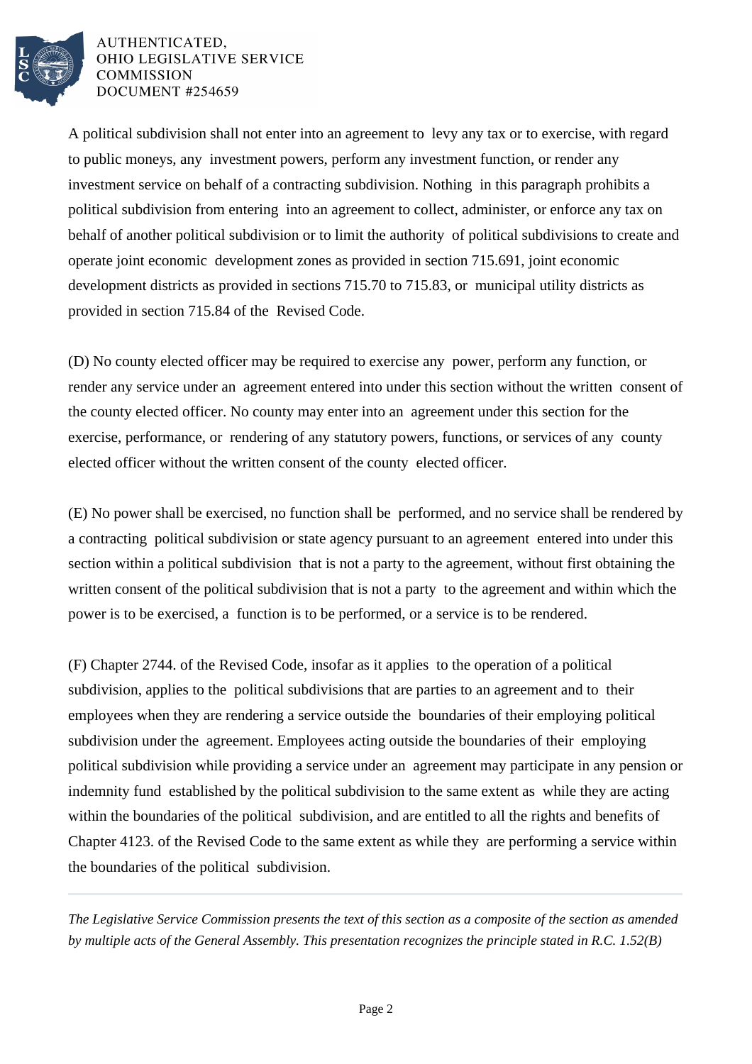A political subdivision shall not enter into an agreement to levy any tax or to exercise, with regard to public moneys, any investment powers, perform any investment function, or render any investment service on behalf of a contracting subdivision. Nothing in this paragraph prohibits a political subdivision from entering into an agreement to collect, administer, or enforce any tax on behalf of another political subdivision or to limit the authority of political subdivisions to create and operate joint economic development zones as provided in section 715.691, joint economic development districts as provided in sections 715.70 to 715.83, or municipal utility districts as provided in section 715.84 of the Revised Code.

(D) No county elected officer may be required to exercise any power, perform any function, or render any service under an agreement entered into under this section without the written consent of the county elected officer. No county may enter into an agreement under this section for the exercise, performance, or rendering of any statutory powers, functions, or services of any county elected officer without the written consent of the county elected officer.

(E) No power shall be exercised, no function shall be performed, and no service shall be rendered by a contracting political subdivision or state agency pursuant to an agreement entered into under this section within a political subdivision that is not a party to the agreement, without first obtaining the written consent of the political subdivision that is not a party to the agreement and within which the power is to be exercised, a function is to be performed, or a service is to be rendered.

(F) Chapter 2744. of the Revised Code, insofar as it applies to the operation of a political subdivision, applies to the political subdivisions that are parties to an agreement and to their employees when they are rendering a service outside the boundaries of their employing political subdivision under the agreement. Employees acting outside the boundaries of their employing political subdivision while providing a service under an agreement may participate in any pension or indemnity fund established by the political subdivision to the same extent as while they are acting within the boundaries of the political subdivision, and are entitled to all the rights and benefits of Chapter 4123. of the Revised Code to the same extent as while they are performing a service within the boundaries of the political subdivision.

---

*The Legislative Service Commission presents the text of this section as a composite of the section as amended by multiple acts of the General Assembly. This presentation recognizes the principle stated in R.C. 1.52(B)*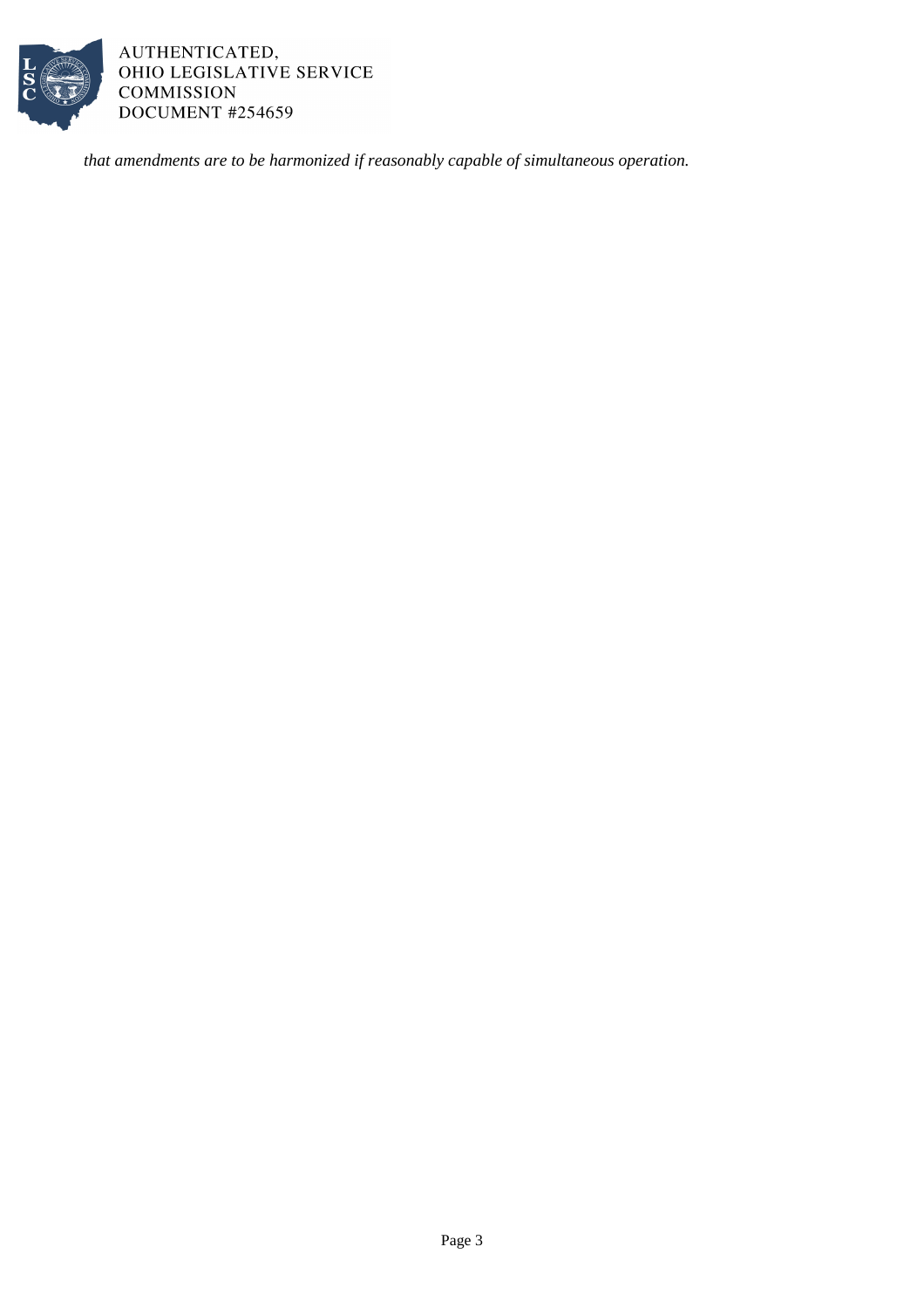*that amendments are to be harmonized if reasonably capable of simultaneous operation.*